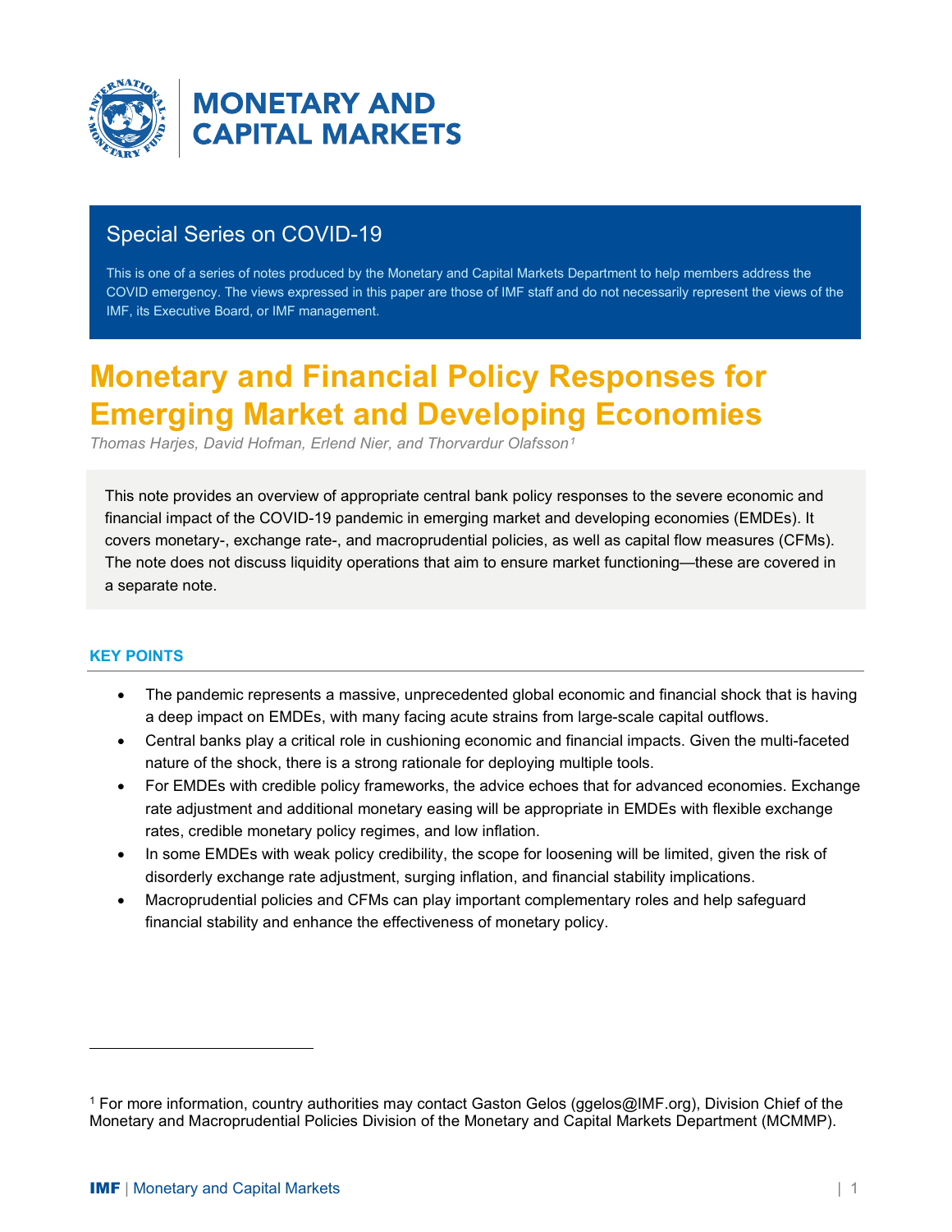# MONETARY AND CAPITAL MARKETS

## Special Series on COVID-19

This is one of a series of notes produced by the Monetary and Capital Markets Department to help members address the COVID emergency. The views expressed in this paper are those of IMF staff and do not necessarily represent the views of the IMF, its Executive Board, or IMF management.

# Monetary and Financial Policy Responses for Emerging Market and Developing Economies

*Thomas Harjes, David Hofman, Erlend Nier, and Thorvardur Olafsson*[1]

This note provides an overview of appropriate central bank policy responses to the severe economic and financial impact of the COVID-19 pandemic in emerging market and developing economies (EMDEs). It covers monetary-, exchange rate-, and macroprudential policies, as well as capital flow measures (CFMs). The note does not discuss liquidity operations that aim to ensure market functioning—these are covered in a separate note.

### KEY POINTS

- The pandemic represents a massive, unprecedented global economic and financial shock that is having a deep impact on EMDEs, with many facing acute strains from large-scale capital outflows.
- Central banks play a critical role in cushioning economic and financial impacts. Given the multi-faceted nature of the shock, there is a strong rationale for deploying multiple tools.
- For EMDEs with credible policy frameworks, the advice echoes that for advanced economies. Exchange rate adjustment and additional monetary easing will be appropriate in EMDEs with flexible exchange rates, credible monetary policy regimes, and low inflation.
- In some EMDEs with weak policy credibility, the scope for loosening will be limited, given the risk of disorderly exchange rate adjustment, surging inflation, and financial stability implications.
- Macroprudential policies and CFMs can play important complementary roles and help safeguard financial stability and enhance the effectiveness of monetary policy.

---

[1] For more information, country authorities may contact Gaston Gelos (ggelos@IMF.org), Division Chief of the Monetary and Macroprudential Policies Division of the Monetary and Capital Markets Department (MCMMP).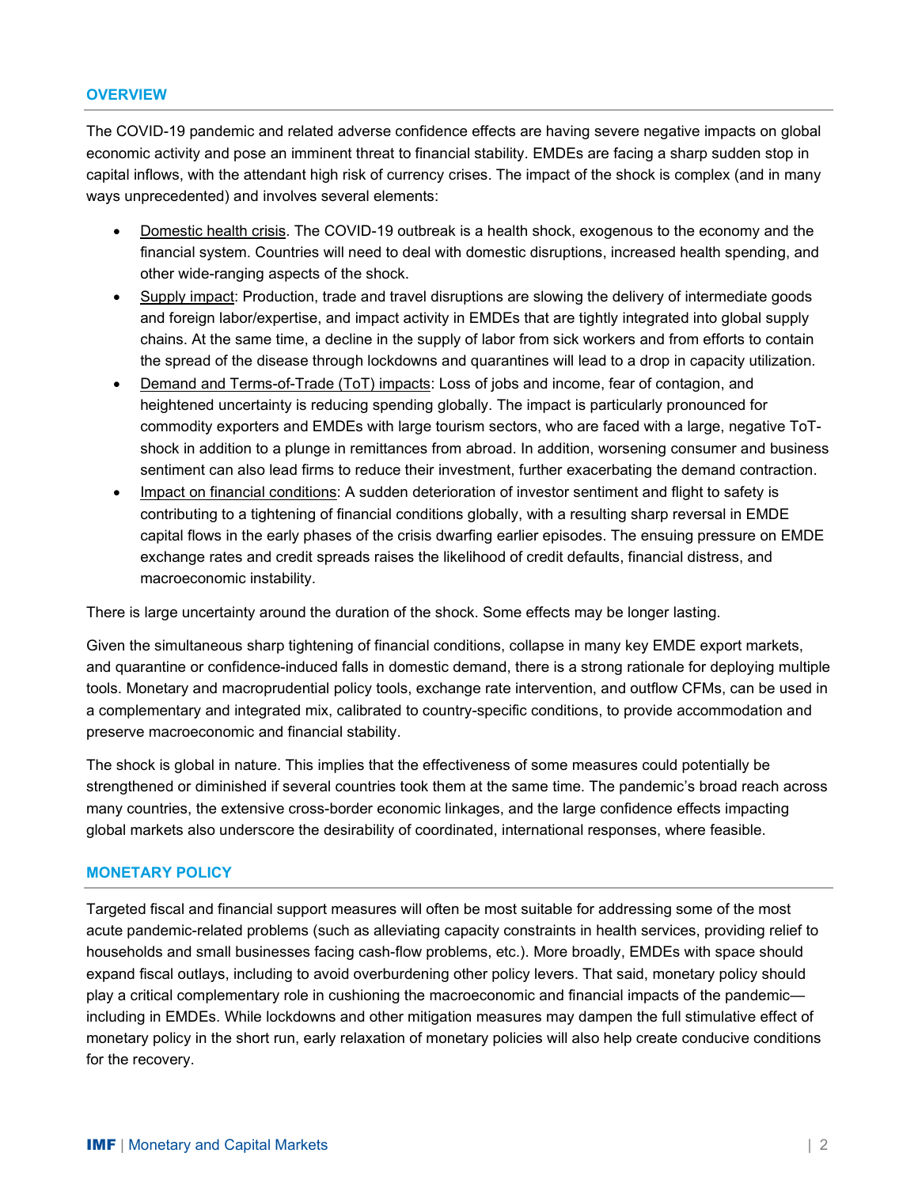## OVERVIEW

The COVID-19 pandemic and related adverse confidence effects are having severe negative impacts on global economic activity and pose an imminent threat to financial stability. EMDEs are facing a sharp sudden stop in capital inflows, with the attendant high risk of currency crises. The impact of the shock is complex (and in many ways unprecedented) and involves several elements:

- Domestic health crisis. The COVID-19 outbreak is a health shock, exogenous to the economy and the financial system. Countries will need to deal with domestic disruptions, increased health spending, and other wide-ranging aspects of the shock.
- Supply impact: Production, trade and travel disruptions are slowing the delivery of intermediate goods and foreign labor/expertise, and impact activity in EMDEs that are tightly integrated into global supply chains. At the same time, a decline in the supply of labor from sick workers and from efforts to contain the spread of the disease through lockdowns and quarantines will lead to a drop in capacity utilization.
- Demand and Terms-of-Trade (ToT) impacts: Loss of jobs and income, fear of contagion, and heightened uncertainty is reducing spending globally. The impact is particularly pronounced for commodity exporters and EMDEs with large tourism sectors, who are faced with a large, negative ToT-shock in addition to a plunge in remittances from abroad. In addition, worsening consumer and business sentiment can also lead firms to reduce their investment, further exacerbating the demand contraction.
- Impact on financial conditions: A sudden deterioration of investor sentiment and flight to safety is contributing to a tightening of financial conditions globally, with a resulting sharp reversal in EMDE capital flows in the early phases of the crisis dwarfing earlier episodes. The ensuing pressure on EMDE exchange rates and credit spreads raises the likelihood of credit defaults, financial distress, and macroeconomic instability.

There is large uncertainty around the duration of the shock. Some effects may be longer lasting.

Given the simultaneous sharp tightening of financial conditions, collapse in many key EMDE export markets, and quarantine or confidence-induced falls in domestic demand, there is a strong rationale for deploying multiple tools. Monetary and macroprudential policy tools, exchange rate intervention, and outflow CFMs, can be used in a complementary and integrated mix, calibrated to country-specific conditions, to provide accommodation and preserve macroeconomic and financial stability.

The shock is global in nature. This implies that the effectiveness of some measures could potentially be strengthened or diminished if several countries took them at the same time. The pandemic's broad reach across many countries, the extensive cross-border economic linkages, and the large confidence effects impacting global markets also underscore the desirability of coordinated, international responses, where feasible.

## MONETARY POLICY

Targeted fiscal and financial support measures will often be most suitable for addressing some of the most acute pandemic-related problems (such as alleviating capacity constraints in health services, providing relief to households and small businesses facing cash-flow problems, etc.). More broadly, EMDEs with space should expand fiscal outlays, including to avoid overburdening other policy levers. That said, monetary policy should play a critical complementary role in cushioning the macroeconomic and financial impacts of the pandemic—including in EMDEs. While lockdowns and other mitigation measures may dampen the full stimulative effect of monetary policy in the short run, early relaxation of monetary policies will also help create conducive conditions for the recovery.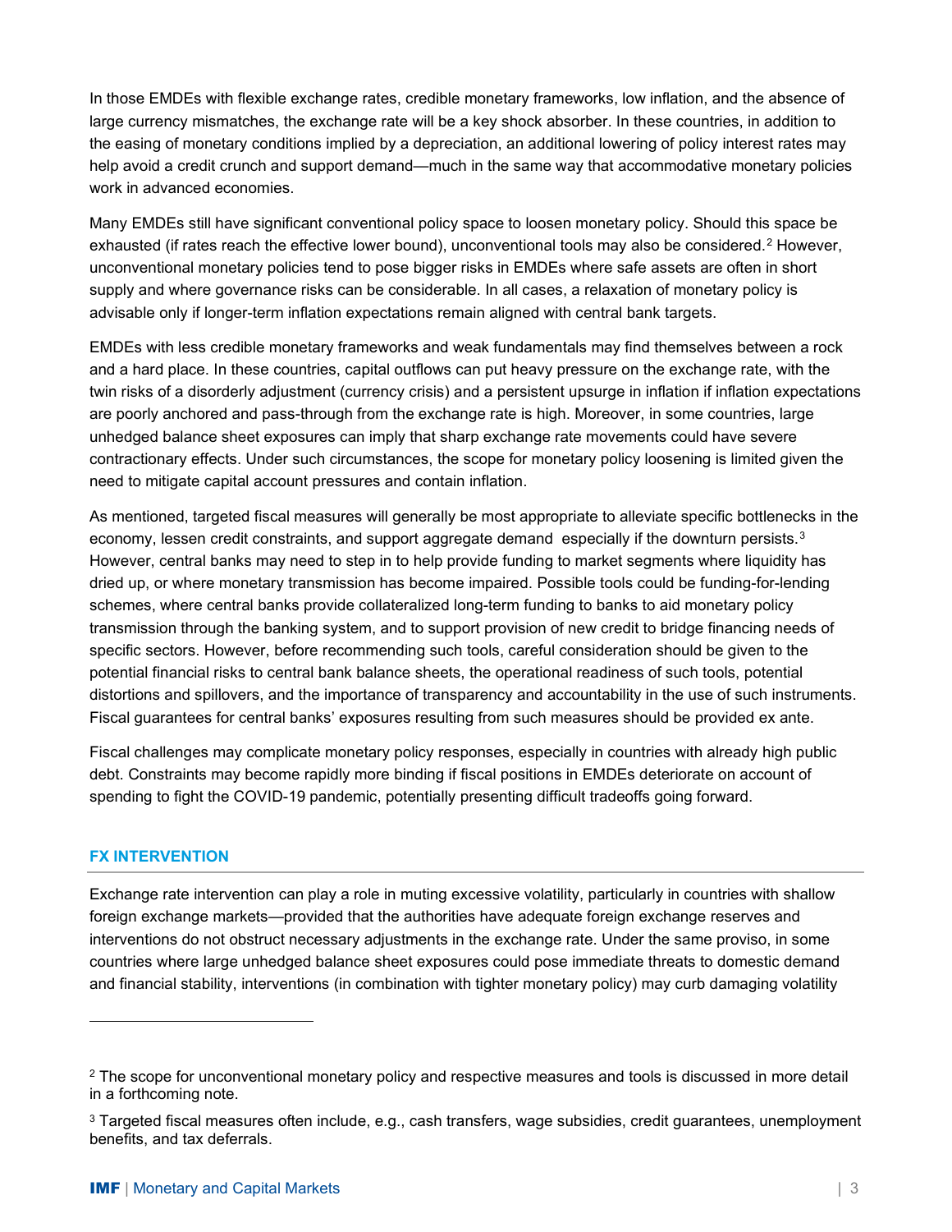In those EMDEs with flexible exchange rates, credible monetary frameworks, low inflation, and the absence of large currency mismatches, the exchange rate will be a key shock absorber. In these countries, in addition to the easing of monetary conditions implied by a depreciation, an additional lowering of policy interest rates may help avoid a credit crunch and support demand—much in the same way that accommodative monetary policies work in advanced economies.

Many EMDEs still have significant conventional policy space to loosen monetary policy. Should this space be exhausted (if rates reach the effective lower bound), unconventional tools may also be considered.[2] However, unconventional monetary policies tend to pose bigger risks in EMDEs where safe assets are often in short supply and where governance risks can be considerable. In all cases, a relaxation of monetary policy is advisable only if longer-term inflation expectations remain aligned with central bank targets.

EMDEs with less credible monetary frameworks and weak fundamentals may find themselves between a rock and a hard place. In these countries, capital outflows can put heavy pressure on the exchange rate, with the twin risks of a disorderly adjustment (currency crisis) and a persistent upsurge in inflation if inflation expectations are poorly anchored and pass-through from the exchange rate is high. Moreover, in some countries, large unhedged balance sheet exposures can imply that sharp exchange rate movements could have severe contractionary effects. Under such circumstances, the scope for monetary policy loosening is limited given the need to mitigate capital account pressures and contain inflation.

As mentioned, targeted fiscal measures will generally be most appropriate to alleviate specific bottlenecks in the economy, lessen credit constraints, and support aggregate demand especially if the downturn persists.[3] However, central banks may need to step in to help provide funding to market segments where liquidity has dried up, or where monetary transmission has become impaired. Possible tools could be funding-for-lending schemes, where central banks provide collateralized long-term funding to banks to aid monetary policy transmission through the banking system, and to support provision of new credit to bridge financing needs of specific sectors. However, before recommending such tools, careful consideration should be given to the potential financial risks to central bank balance sheets, the operational readiness of such tools, potential distortions and spillovers, and the importance of transparency and accountability in the use of such instruments. Fiscal guarantees for central banks' exposures resulting from such measures should be provided ex ante.

Fiscal challenges may complicate monetary policy responses, especially in countries with already high public debt. Constraints may become rapidly more binding if fiscal positions in EMDEs deteriorate on account of spending to fight the COVID-19 pandemic, potentially presenting difficult tradeoffs going forward.

## FX INTERVENTION

Exchange rate intervention can play a role in muting excessive volatility, particularly in countries with shallow foreign exchange markets—provided that the authorities have adequate foreign exchange reserves and interventions do not obstruct necessary adjustments in the exchange rate. Under the same proviso, in some countries where large unhedged balance sheet exposures could pose immediate threats to domestic demand and financial stability, interventions (in combination with tighter monetary policy) may curb damaging volatility

---

[2] The scope for unconventional monetary policy and respective measures and tools is discussed in more detail in a forthcoming note.

[3] Targeted fiscal measures often include, e.g., cash transfers, wage subsidies, credit guarantees, unemployment benefits, and tax deferrals.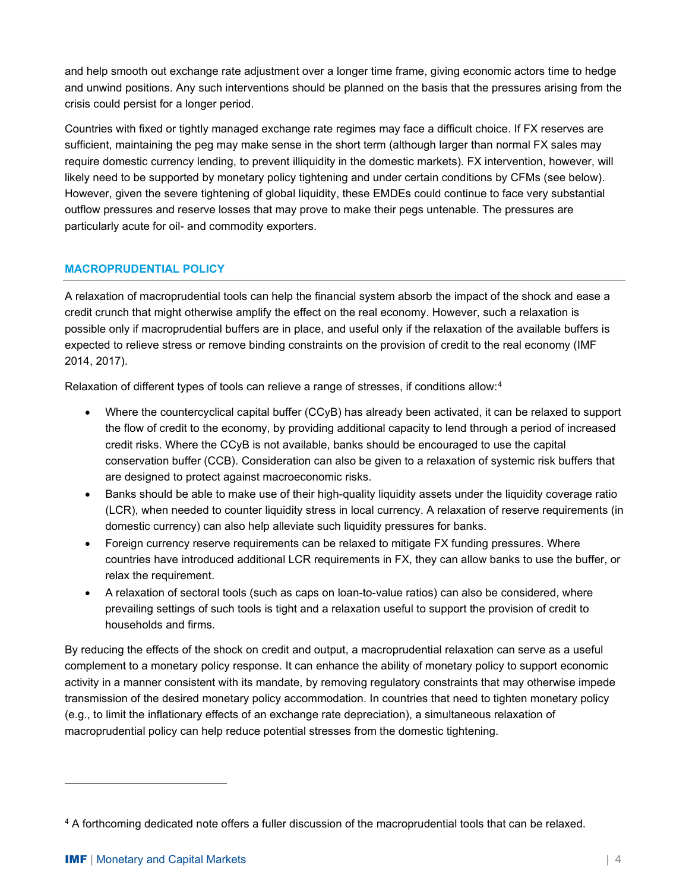and help smooth out exchange rate adjustment over a longer time frame, giving economic actors time to hedge and unwind positions. Any such interventions should be planned on the basis that the pressures arising from the crisis could persist for a longer period.

Countries with fixed or tightly managed exchange rate regimes may face a difficult choice. If FX reserves are sufficient, maintaining the peg may make sense in the short term (although larger than normal FX sales may require domestic currency lending, to prevent illiquidity in the domestic markets). FX intervention, however, will likely need to be supported by monetary policy tightening and under certain conditions by CFMs (see below). However, given the severe tightening of global liquidity, these EMDEs could continue to face very substantial outflow pressures and reserve losses that may prove to make their pegs untenable. The pressures are particularly acute for oil- and commodity exporters.

## MACROPRUDENTIAL POLICY

A relaxation of macroprudential tools can help the financial system absorb the impact of the shock and ease a credit crunch that might otherwise amplify the effect on the real economy. However, such a relaxation is possible only if macroprudential buffers are in place, and useful only if the relaxation of the available buffers is expected to relieve stress or remove binding constraints on the provision of credit to the real economy (IMF 2014, 2017).

Relaxation of different types of tools can relieve a range of stresses, if conditions allow:[4]

- Where the countercyclical capital buffer (CCyB) has already been activated, it can be relaxed to support the flow of credit to the economy, by providing additional capacity to lend through a period of increased credit risks. Where the CCyB is not available, banks should be encouraged to use the capital conservation buffer (CCB). Consideration can also be given to a relaxation of systemic risk buffers that are designed to protect against macroeconomic risks.
- Banks should be able to make use of their high-quality liquidity assets under the liquidity coverage ratio (LCR), when needed to counter liquidity stress in local currency. A relaxation of reserve requirements (in domestic currency) can also help alleviate such liquidity pressures for banks.
- Foreign currency reserve requirements can be relaxed to mitigate FX funding pressures. Where countries have introduced additional LCR requirements in FX, they can allow banks to use the buffer, or relax the requirement.
- A relaxation of sectoral tools (such as caps on loan-to-value ratios) can also be considered, where prevailing settings of such tools is tight and a relaxation useful to support the provision of credit to households and firms.

By reducing the effects of the shock on credit and output, a macroprudential relaxation can serve as a useful complement to a monetary policy response. It can enhance the ability of monetary policy to support economic activity in a manner consistent with its mandate, by removing regulatory constraints that may otherwise impede transmission of the desired monetary policy accommodation. In countries that need to tighten monetary policy (e.g., to limit the inflationary effects of an exchange rate depreciation), a simultaneous relaxation of macroprudential policy can help reduce potential stresses from the domestic tightening.

---

[4] A forthcoming dedicated note offers a fuller discussion of the macroprudential tools that can be relaxed.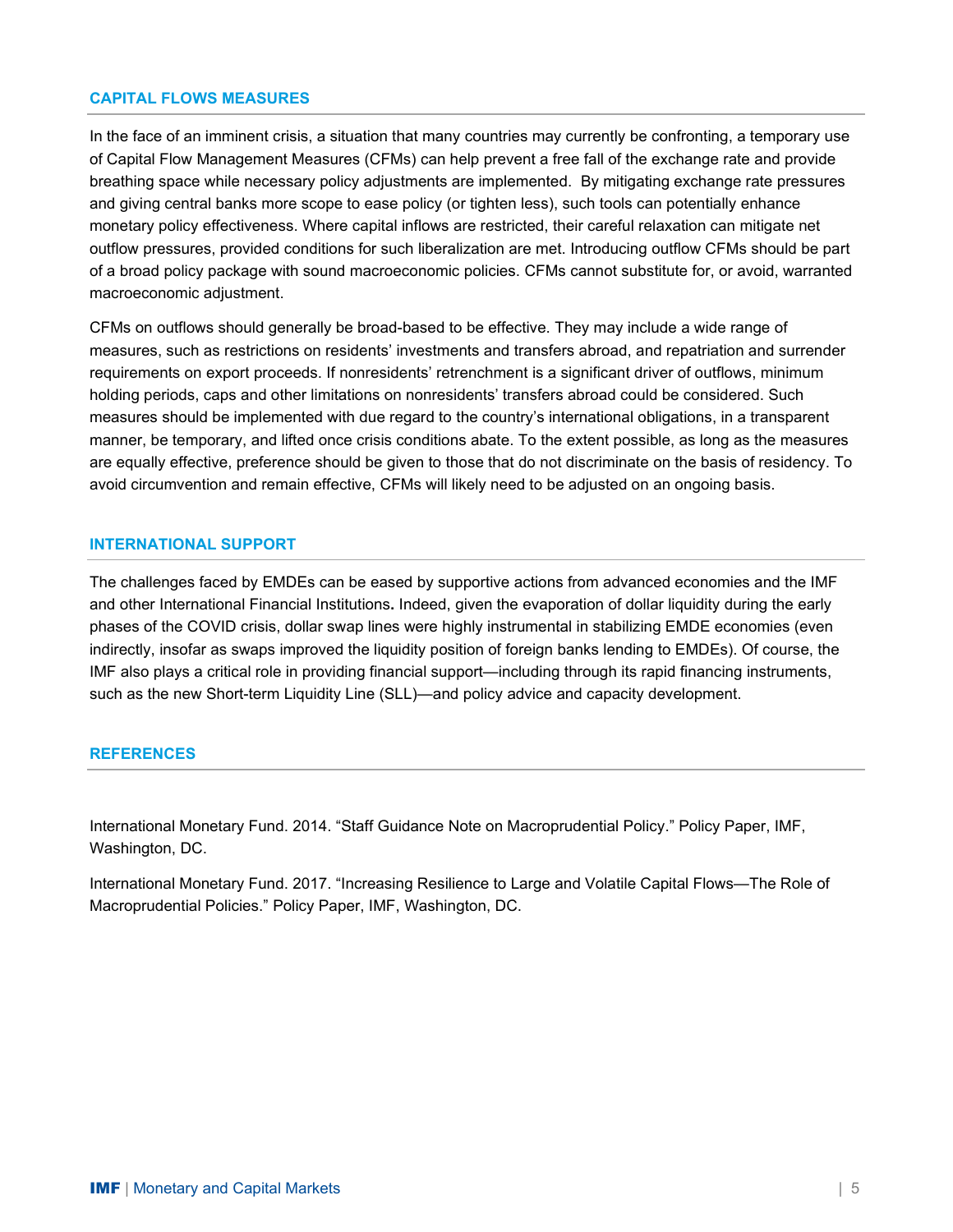## CAPITAL FLOWS MEASURES

In the face of an imminent crisis, a situation that many countries may currently be confronting, a temporary use of Capital Flow Management Measures (CFMs) can help prevent a free fall of the exchange rate and provide breathing space while necessary policy adjustments are implemented. By mitigating exchange rate pressures and giving central banks more scope to ease policy (or tighten less), such tools can potentially enhance monetary policy effectiveness. Where capital inflows are restricted, their careful relaxation can mitigate net outflow pressures, provided conditions for such liberalization are met. Introducing outflow CFMs should be part of a broad policy package with sound macroeconomic policies. CFMs cannot substitute for, or avoid, warranted macroeconomic adjustment.

CFMs on outflows should generally be broad-based to be effective. They may include a wide range of measures, such as restrictions on residents' investments and transfers abroad, and repatriation and surrender requirements on export proceeds. If nonresidents' retrenchment is a significant driver of outflows, minimum holding periods, caps and other limitations on nonresidents' transfers abroad could be considered. Such measures should be implemented with due regard to the country's international obligations, in a transparent manner, be temporary, and lifted once crisis conditions abate. To the extent possible, as long as the measures are equally effective, preference should be given to those that do not discriminate on the basis of residency. To avoid circumvention and remain effective, CFMs will likely need to be adjusted on an ongoing basis.

## INTERNATIONAL SUPPORT

The challenges faced by EMDEs can be eased by supportive actions from advanced economies and the IMF and other International Financial Institutions**.** Indeed, given the evaporation of dollar liquidity during the early phases of the COVID crisis, dollar swap lines were highly instrumental in stabilizing EMDE economies (even indirectly, insofar as swaps improved the liquidity position of foreign banks lending to EMDEs). Of course, the IMF also plays a critical role in providing financial support—including through its rapid financing instruments, such as the new Short-term Liquidity Line (SLL)—and policy advice and capacity development.

## REFERENCES

International Monetary Fund. 2014. "Staff Guidance Note on Macroprudential Policy." Policy Paper, IMF, Washington, DC.

International Monetary Fund. 2017. "Increasing Resilience to Large and Volatile Capital Flows—The Role of Macroprudential Policies." Policy Paper, IMF, Washington, DC.